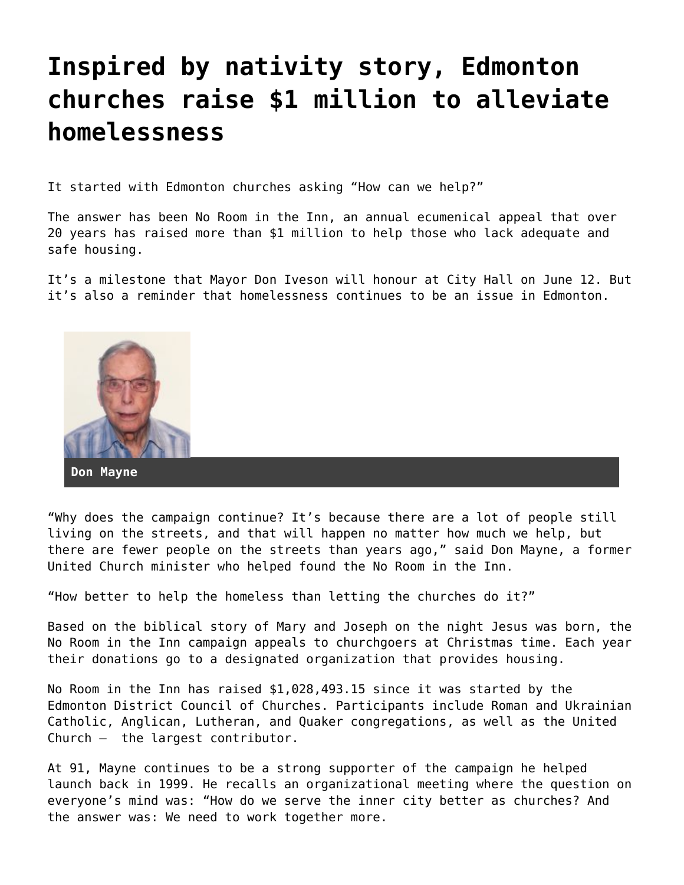# Inspired by nativity story, Edmonton churches raise $1 million to alleviate homelessness

It started with Edmonton churches asking "How can we help?"

The answer has been No Room in the Inn, an annual ecumenical appeal that over 20 years has raised more than $1 million to help those who lack adequate and safe housing.

It's a milestone that Mayor Don Iveson will honour at City Hall on June 12. But it's also a reminder that homelessness continues to be an issue in Edmonton.

**Don Mayne**

"Why does the campaign continue? It's because there are a lot of people still living on the streets, and that will happen no matter how much we help, but there are fewer people on the streets than years ago," said Don Mayne, a former United Church minister who helped found the No Room in the Inn.

"How better to help the homeless than letting the churches do it?"

Based on the biblical story of Mary and Joseph on the night Jesus was born, the No Room in the Inn campaign appeals to churchgoers at Christmas time. Each year their donations go to a designated organization that provides housing.

No Room in the Inn has raised $1,028,493.15 since it was started by the Edmonton District Council of Churches. Participants include Roman and Ukrainian Catholic, Anglican, Lutheran, and Quaker congregations, as well as the United Church – the largest contributor.

At 91, Mayne continues to be a strong supporter of the campaign he helped launch back in 1999. He recalls an organizational meeting where the question on everyone's mind was: "How do we serve the inner city better as churches? And the answer was: We need to work together more.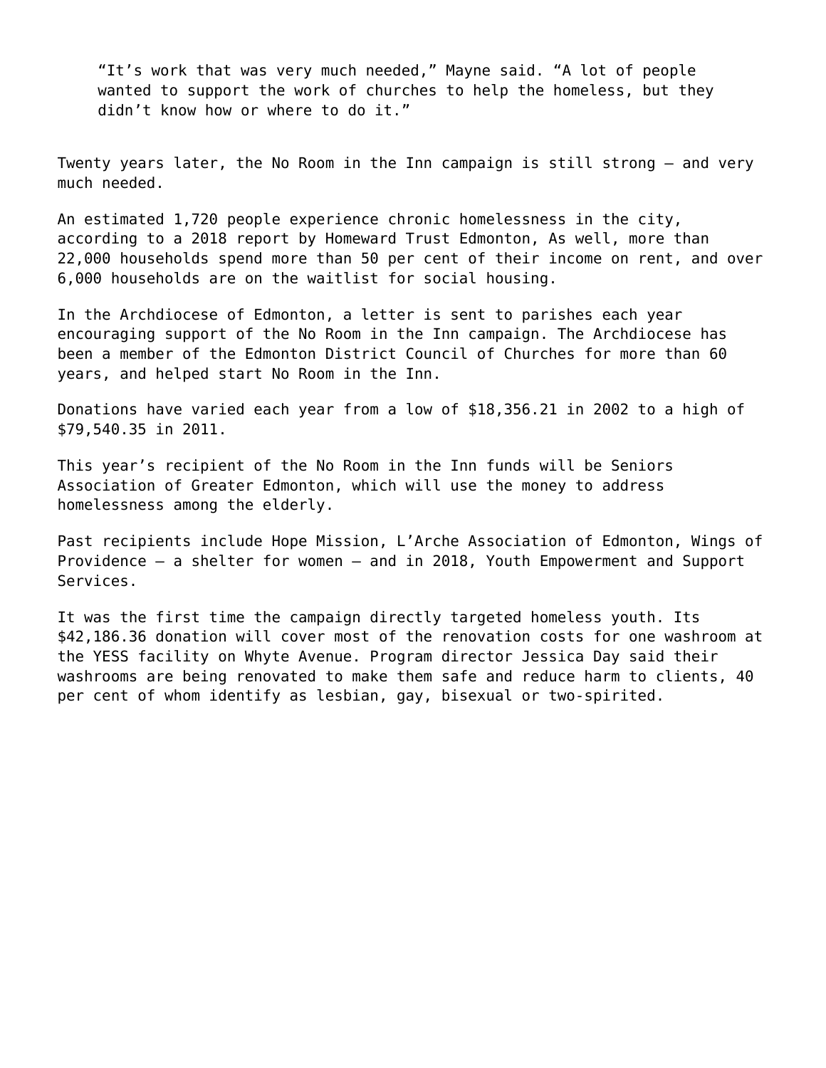> “It’s work that was very much needed,” Mayne said. “A lot of people wanted to support the work of churches to help the homeless, but they didn’t know how or where to do it.”

Twenty years later, the No Room in the Inn campaign is still strong — and very much needed.

An estimated 1,720 people experience chronic homelessness in the city, according to a 2018 report by Homeward Trust Edmonton, As well, more than 22,000 households spend more than 50 per cent of their income on rent, and over 6,000 households are on the waitlist for social housing.

In the Archdiocese of Edmonton, a letter is sent to parishes each year encouraging support of the No Room in the Inn campaign. The Archdiocese has been a member of the Edmonton District Council of Churches for more than 60 years, and helped start No Room in the Inn.

Donations have varied each year from a low of $18,356.21 in 2002 to a high of $79,540.35 in 2011.

This year’s recipient of the No Room in the Inn funds will be Seniors Association of Greater Edmonton, which will use the money to address homelessness among the elderly.

Past recipients include Hope Mission, L’Arche Association of Edmonton, Wings of Providence — a shelter for women — and in 2018, Youth Empowerment and Support Services.

It was the first time the campaign directly targeted homeless youth. Its $42,186.36 donation will cover most of the renovation costs for one washroom at the YESS facility on Whyte Avenue. Program director Jessica Day said their washrooms are being renovated to make them safe and reduce harm to clients, 40 per cent of whom identify as lesbian, gay, bisexual or two-spirited.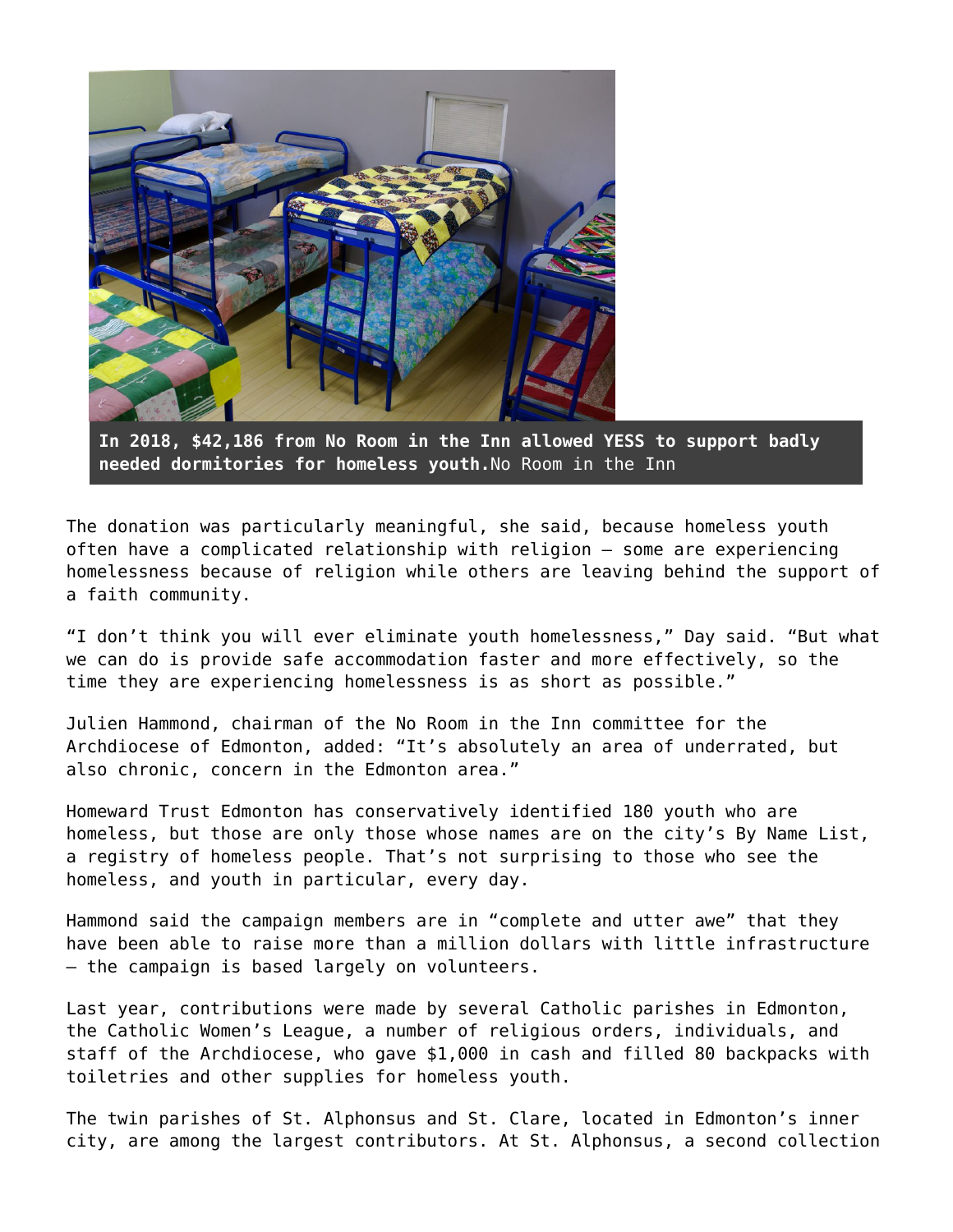**In 2018, $42,186 from No Room in the Inn allowed YESS to support badly needed dormitories for homeless youth.** No Room in the Inn

The donation was particularly meaningful, she said, because homeless youth often have a complicated relationship with religion — some are experiencing homelessness because of religion while others are leaving behind the support of a faith community.

"I don't think you will ever eliminate youth homelessness," Day said. "But what we can do is provide safe accommodation faster and more effectively, so the time they are experiencing homelessness is as short as possible."

Julien Hammond, chairman of the No Room in the Inn committee for the Archdiocese of Edmonton, added: "It's absolutely an area of underrated, but also chronic, concern in the Edmonton area."

Homeward Trust Edmonton has conservatively identified 180 youth who are homeless, but those are only those whose names are on the city's By Name List, a registry of homeless people. That's not surprising to those who see the homeless, and youth in particular, every day.

Hammond said the campaign members are in "complete and utter awe" that they have been able to raise more than a million dollars with little infrastructure — the campaign is based largely on volunteers.

Last year, contributions were made by several Catholic parishes in Edmonton, the Catholic Women's League, a number of religious orders, individuals, and staff of the Archdiocese, who gave $1,000 in cash and filled 80 backpacks with toiletries and other supplies for homeless youth.

The twin parishes of St. Alphonsus and St. Clare, located in Edmonton's inner city, are among the largest contributors. At St. Alphonsus, a second collection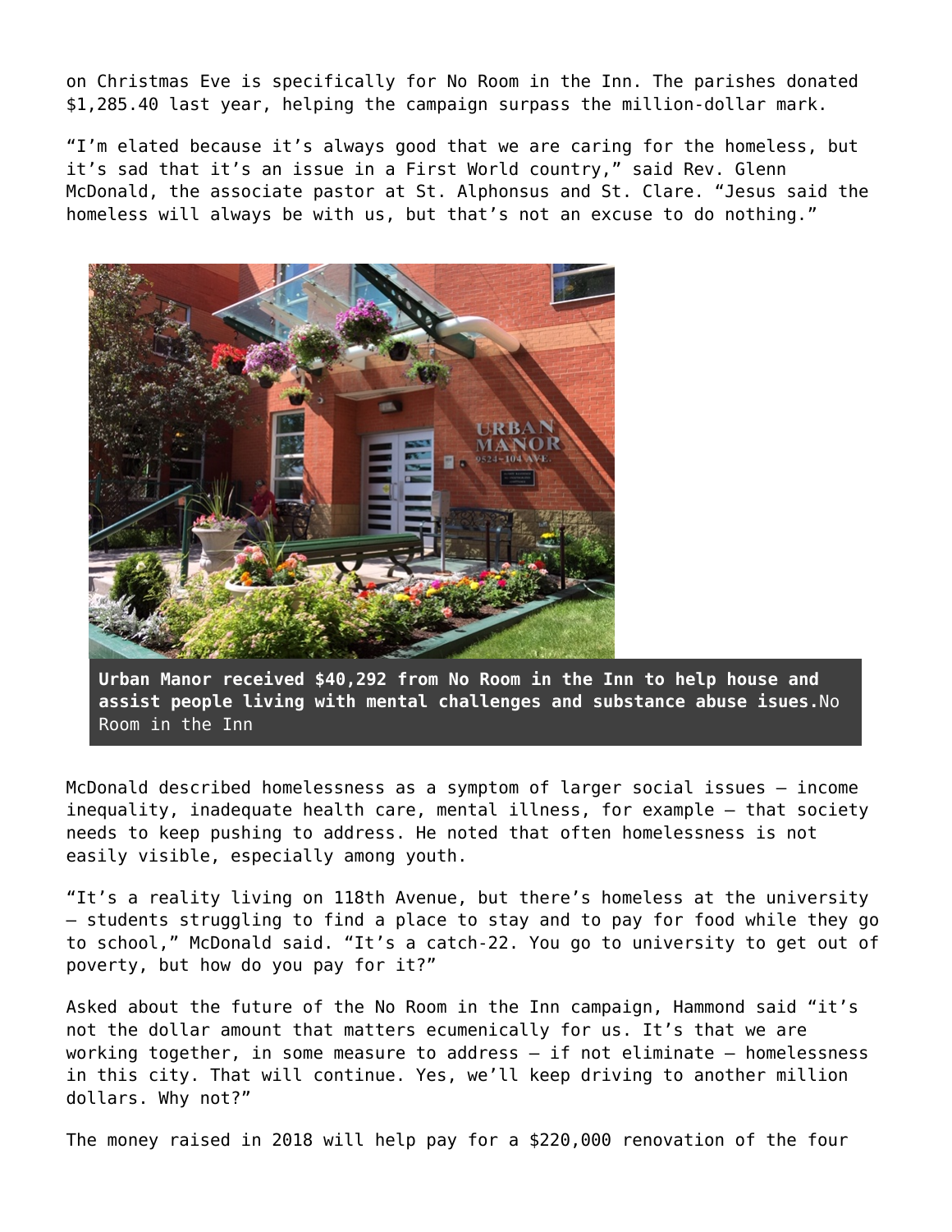on Christmas Eve is specifically for No Room in the Inn. The parishes donated $1,285.40 last year, helping the campaign surpass the million-dollar mark.

“I’m elated because it’s always good that we are caring for the homeless, but it’s sad that it’s an issue in a First World country,” said Rev. Glenn McDonald, the associate pastor at St. Alphonsus and St. Clare. “Jesus said the homeless will always be with us, but that’s not an excuse to do nothing.”

**Urban Manor received $40,292 from No Room in the Inn to help house and assist people living with mental challenges and substance abuse isues.**No Room in the Inn

McDonald described homelessness as a symptom of larger social issues – income inequality, inadequate health care, mental illness, for example – that society needs to keep pushing to address. He noted that often homelessness is not easily visible, especially among youth.

“It’s a reality living on 118th Avenue, but there’s homeless at the university – students struggling to find a place to stay and to pay for food while they go to school,” McDonald said. “It’s a catch-22. You go to university to get out of poverty, but how do you pay for it?”

Asked about the future of the No Room in the Inn campaign, Hammond said “it’s not the dollar amount that matters ecumenically for us. It’s that we are working together, in some measure to address – if not eliminate – homelessness in this city. That will continue. Yes, we’ll keep driving to another million dollars. Why not?”

The money raised in 2018 will help pay for a $220,000 renovation of the four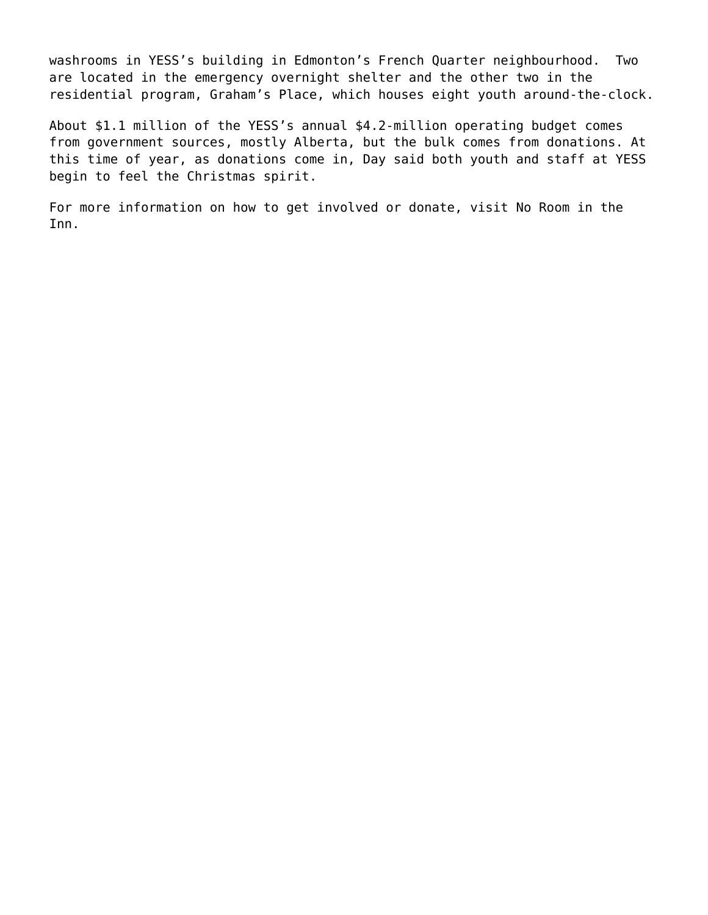washrooms in YESS's building in Edmonton's French Quarter neighbourhood.  Two are located in the emergency overnight shelter and the other two in the residential program, Graham's Place, which houses eight youth around-the-clock.

About $1.1 million of the YESS's annual $4.2-million operating budget comes from government sources, mostly Alberta, but the bulk comes from donations. At this time of year, as donations come in, Day said both youth and staff at YESS begin to feel the Christmas spirit.

For more information on how to get involved or donate, visit No Room in the Inn.